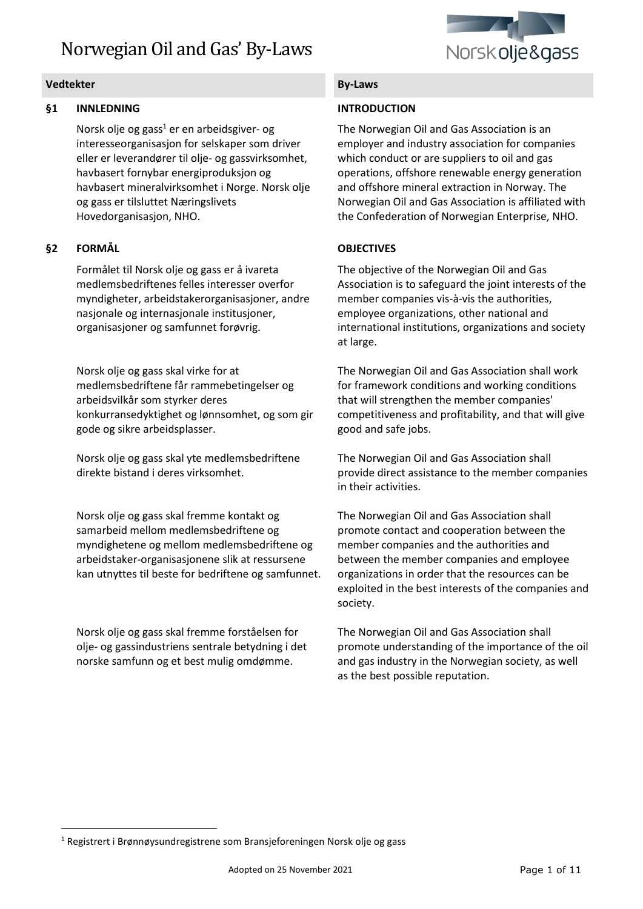# Norwegian Oil and Gas' By-Laws

| Vedtekter | By-Laws |
|---|---|
| **§1 INNLEDNING** | **INTRODUCTION** |
| Norsk olje og gass[1] er en arbeidsgiver- og interesseorganisasjon for selskaper som driver eller er leverandører til olje- og gassvirksomhet, havbasert fornybar energiproduksjon og havbasert mineralvirksomhet i Norge. Norsk olje og gass er tilsluttet Næringslivets Hovedorganisasjon, NHO. | The Norwegian Oil and Gas Association is an employer and industry association for companies which conduct or are suppliers to oil and gas operations, offshore renewable energy generation and offshore mineral extraction in Norway. The Norwegian Oil and Gas Association is affiliated with the Confederation of Norwegian Enterprise, NHO. |
| **§2 FORMÅL** | **OBJECTIVES** |
| Formålet til Norsk olje og gass er å ivareta medlemsbedriftenes felles interesser overfor myndigheter, arbeidstakerorganisasjoner, andre nasjonale og internasjonale institusjoner, organisasjoner og samfunnet forøvrig. | The objective of the Norwegian Oil and Gas Association is to safeguard the joint interests of the member companies vis-à-vis the authorities, employee organizations, other national and international institutions, organizations and society at large. |
| Norsk olje og gass skal virke for at medlemsbedriftene får rammebetingelser og arbeidsvilkår som styrker deres konkurransedyktighet og lønnsomhet, og som gir gode og sikre arbeidsplasser. | The Norwegian Oil and Gas Association shall work for framework conditions and working conditions that will strengthen the member companies' competitiveness and profitability, and that will give good and safe jobs. |
| Norsk olje og gass skal yte medlemsbedriftene direkte bistand i deres virksomhet. | The Norwegian Oil and Gas Association shall provide direct assistance to the member companies in their activities. |
| Norsk olje og gass skal fremme kontakt og samarbeid mellom medlemsbedriftene og myndighetene og mellom medlemsbedriftene og arbeidstaker-organisasjonene slik at ressursene kan utnyttes til beste for bedriftene og samfunnet. | The Norwegian Oil and Gas Association shall promote contact and cooperation between the member companies and the authorities and between the member companies and employee organizations in order that the resources can be exploited in the best interests of the companies and society. |
| Norsk olje og gass skal fremme forståelsen for olje- og gassindustriens sentrale betydning i det norske samfunn og et best mulig omdømme. | The Norwegian Oil and Gas Association shall promote understanding of the importance of the oil and gas industry in the Norwegian society, as well as the best possible reputation. |

[1] Registrert i Brønnøysundregistrene som Bransjeforeningen Norsk olje og gass

Adopted on 25 November 2021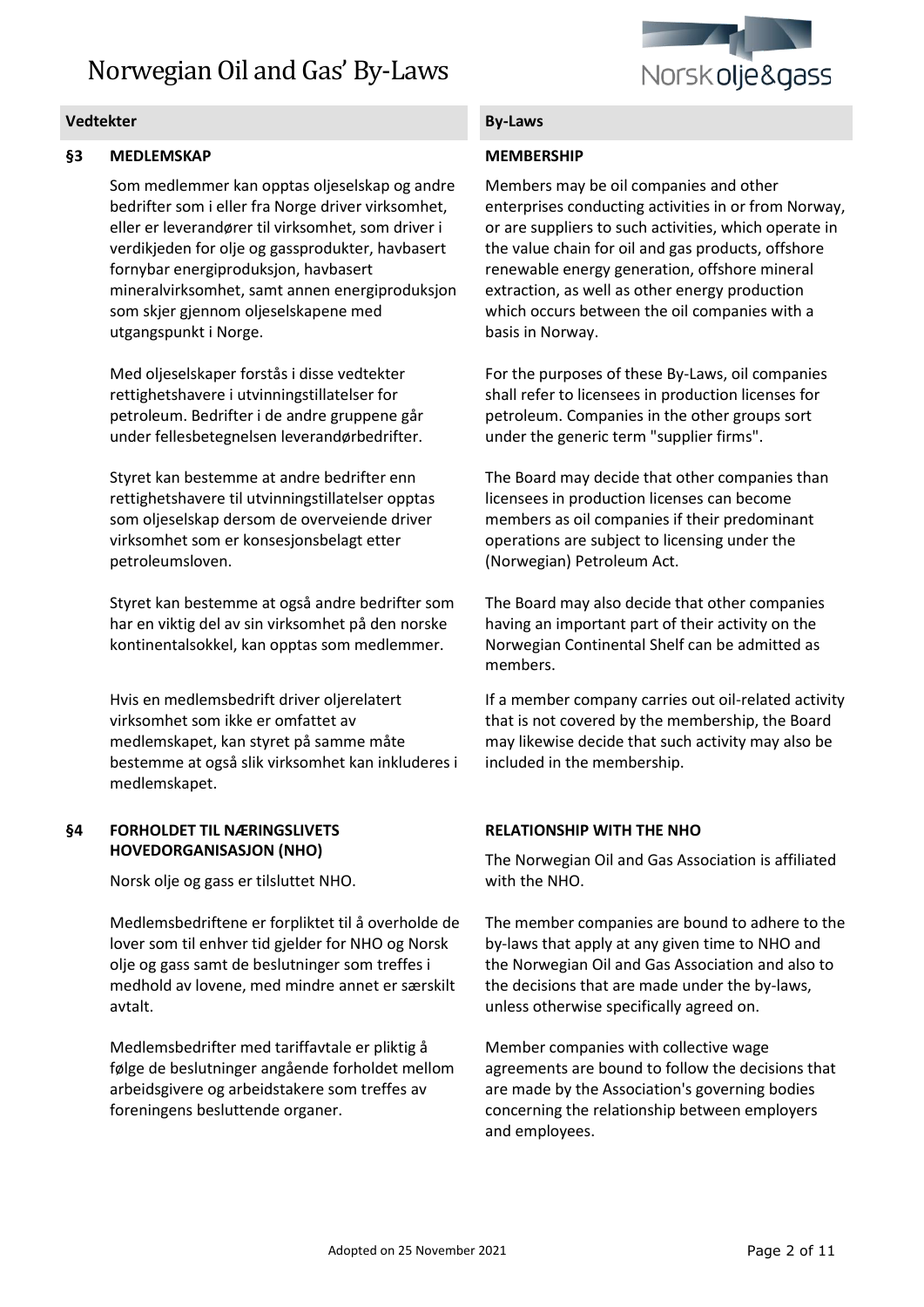| Vedtekter | By-Laws |
| --- | --- |
| **§3 MEDLEMSKAP** | **MEMBERSHIP** |
| Som medlemmer kan opptas oljeselskap og andre bedrifter som i eller fra Norge driver virksomhet, eller er leverandører til virksomhet, som driver i verdikjeden for olje og gassprodukter, havbasert fornybar energiproduksjon, havbasert mineralvirksomhet, samt annen energiproduksjon som skjer gjennom oljeselskapene med utgangspunkt i Norge. | Members may be oil companies and other enterprises conducting activities in or from Norway, or are suppliers to such activities, which operate in the value chain for oil and gas products, offshore renewable energy generation, offshore mineral extraction, as well as other energy production which occurs between the oil companies with a basis in Norway. |
| Med oljeselskaper forstås i disse vedtekter rettighetshavere i utvinningstillatelser for petroleum. Bedrifter i de andre gruppene går under fellesbetegnelsen leverandørbedrifter. | For the purposes of these By-Laws, oil companies shall refer to licensees in production licenses for petroleum. Companies in the other groups sort under the generic term "supplier firms". |
| Styret kan bestemme at andre bedrifter enn rettighetshavere til utvinningstillatelser opptas som oljeselskap dersom de overveiende driver virksomhet som er konsesjonsbelagt etter petroleumsloven. | The Board may decide that other companies than licensees in production licenses can become members as oil companies if their predominant operations are subject to licensing under the (Norwegian) Petroleum Act. |
| Styret kan bestemme at også andre bedrifter som har en viktig del av sin virksomhet på den norske kontinentalsokkel, kan opptas som medlemmer. | The Board may also decide that other companies having an important part of their activity on the Norwegian Continental Shelf can be admitted as members. |
| Hvis en medlemsbedrift driver oljerelatert virksomhet som ikke er omfattet av medlemskapet, kan styret på samme måte bestemme at også slik virksomhet kan inkluderes i medlemskapet. | If a member company carries out oil-related activity that is not covered by the membership, the Board may likewise decide that such activity may also be included in the membership. |
| **§4 FORHOLDET TIL NÆRINGSLIVETS HOVEDORGANISASJON (NHO)** | **RELATIONSHIP WITH THE NHO** |
| Norsk olje og gass er tilsluttet NHO. | The Norwegian Oil and Gas Association is affiliated with the NHO. |
| Medlemsbedriftene er forpliktet til å overholde de lover som til enhver tid gjelder for NHO og Norsk olje og gass samt de beslutninger som treffes i medhold av lovene, med mindre annet er særskilt avtalt. | The member companies are bound to adhere to the by-laws that apply at any given time to NHO and the Norwegian Oil and Gas Association and also to the decisions that are made under the by-laws, unless otherwise specifically agreed on. |
| Medlemsbedrifter med tariffavtale er pliktig å følge de beslutninger angående forholdet mellom arbeidsgivere og arbeidstakere som treffes av foreningens besluttende organer. | Member companies with collective wage agreements are bound to follow the decisions that are made by the Association's governing bodies concerning the relationship between employers and employees. |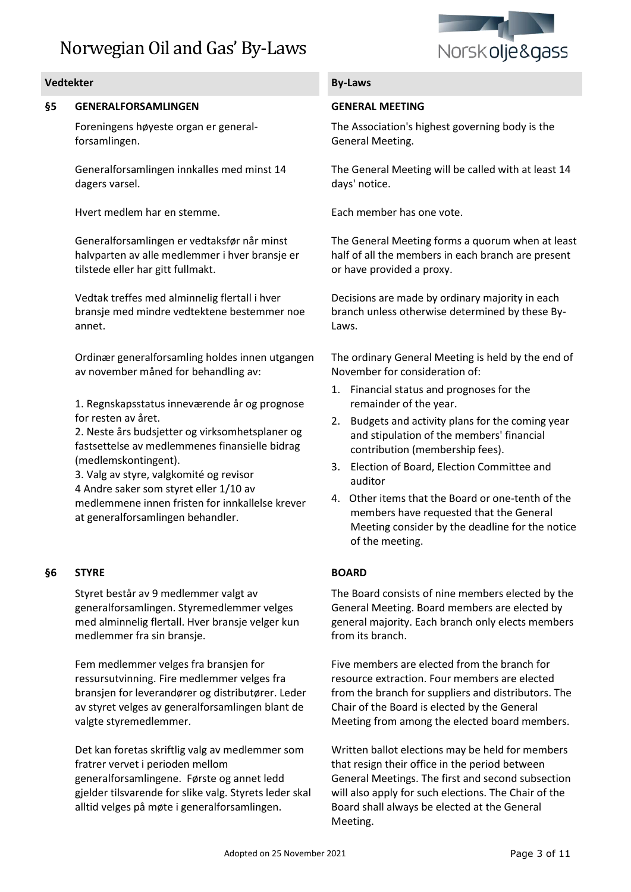| Vedtekter | | By-Laws |
|---|---|---|
| **§5** | **GENERALFORSAMLINGEN** | **GENERAL MEETING** |
| | Foreningens høyeste organ er general-forsamlingen. | The Association's highest governing body is the General Meeting. |
| | Generalforsamlingen innkalles med minst 14 dagers varsel. | The General Meeting will be called with at least 14 days' notice. |
| | Hvert medlem har en stemme. | Each member has one vote. |
| | Generalforsamlingen er vedtaksfør når minst halvparten av alle medlemmer i hver bransje er tilstede eller har gitt fullmakt. | The General Meeting forms a quorum when at least half of all the members in each branch are present or have provided a proxy. |
| | Vedtak treffes med alminnelig flertall i hver bransje med mindre vedtektene bestemmer noe annet. | Decisions are made by ordinary majority in each branch unless otherwise determined by these By-Laws. |
| | Ordinær generalforsamling holdes innen utgangen av november måned for behandling av: | The ordinary General Meeting is held by the end of November for consideration of: |
| | 1. Regnskapsstatus inneværende år og prognose for resten av året.<br>2. Neste års budsjetter og virksomhetsplaner og fastsettelse av medlemmenes finansielle bidrag (medlemskontingent).<br>3. Valg av styre, valgkomité og revisor<br>4 Andre saker som styret eller 1/10 av medlemmene innen fristen for innkallelse krever at generalforsamlingen behandler. | 1. Financial status and prognoses for the remainder of the year.<br>2. Budgets and activity plans for the coming year and stipulation of the members' financial contribution (membership fees).<br>3. Election of Board, Election Committee and auditor<br>4. Other items that the Board or one-tenth of the members have requested that the General Meeting consider by the deadline for the notice of the meeting. |
| **§6** | **STYRE** | **BOARD** |
| | Styret består av 9 medlemmer valgt av generalforsamlingen. Styremedlemmer velges med alminnelig flertall. Hver bransje velger kun medlemmer fra sin bransje. | The Board consists of nine members elected by the General Meeting. Board members are elected by general majority. Each branch only elects members from its branch. |
| | Fem medlemmer velges fra bransjen for ressursutvinning. Fire medlemmer velges fra bransjen for leverandører og distributører. Leder av styret velges av generalforsamlingen blant de valgte styremedlemmer. | Five members are elected from the branch for resource extraction. Four members are elected from the branch for suppliers and distributors. The Chair of the Board is elected by the General Meeting from among the elected board members. |
| | Det kan foretas skriftlig valg av medlemmer som fratrer vervet i perioden mellom generalforsamlingene. Første og annet ledd gjelder tilsvarende for slike valg. Styrets leder skal alltid velges på møte i generalforsamlingen. | Written ballot elections may be held for members that resign their office in the period between General Meetings. The first and second subsection will also apply for such elections. The Chair of the Board shall always be elected at the General Meeting. |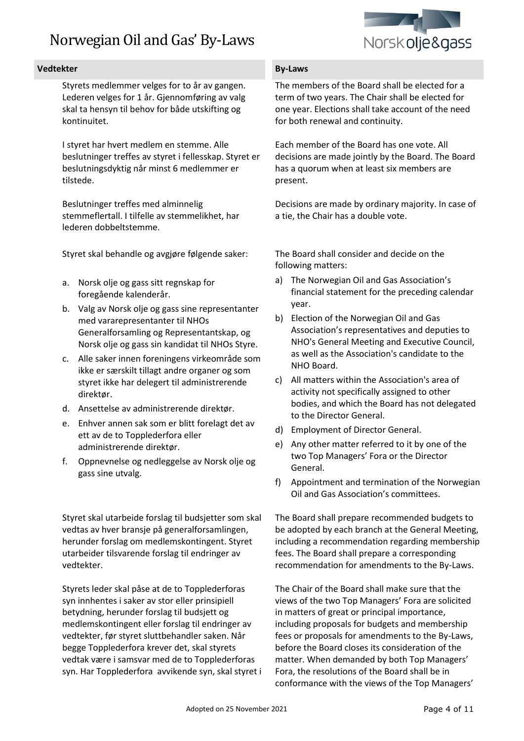| Vedtekter | By-Laws |
|---|---|
| Styrets medlemmer velges for to år av gangen. Lederen velges for 1 år. Gjennomføring av valg skal ta hensyn til behov for både utskifting og kontinuitet. | The members of the Board shall be elected for a term of two years. The Chair shall be elected for one year. Elections shall take account of the need for both renewal and continuity. |
| I styret har hvert medlem en stemme. Alle beslutninger treffes av styret i fellesskap. Styret er beslutningsdyktig når minst 6 medlemmer er tilstede. | Each member of the Board has one vote. All decisions are made jointly by the Board. The Board has a quorum when at least six members are present. |
| Beslutninger treffes med alminnelig stemmeflertall. I tilfelle av stemmelikhet, har lederen dobbeltstemme. | Decisions are made by ordinary majority. In case of a tie, the Chair has a double vote. |
| Styret skal behandle og avgjøre følgende saker: | The Board shall consider and decide on the following matters: |
| a. Norsk olje og gass sitt regnskap for foregående kalenderår. | a) The Norwegian Oil and Gas Association's financial statement for the preceding calendar year. |
| b. Valg av Norsk olje og gass sine representanter med vararepresentanter til NHOs Generalforsamling og Representantskap, og Norsk olje og gass sin kandidat til NHOs Styre. | b) Election of the Norwegian Oil and Gas Association's representatives and deputies to NHO's General Meeting and Executive Council, as well as the Association's candidate to the NHO Board. |
| c. Alle saker innen foreningens virkeområde som ikke er særskilt tillagt andre organer og som styret ikke har delegert til administrerende direktør. | c) All matters within the Association's area of activity not specifically assigned to other bodies, and which the Board has not delegated to the Director General. |
| d. Ansettelse av administrerende direktør. | d) Employment of Director General. |
| e. Enhver annen sak som er blitt forelagt det av ett av de to Topplederfora eller administrerende direktør. | e) Any other matter referred to it by one of the two Top Managers' Fora or the Director General. |
| f. Oppnevnelse og nedleggelse av Norsk olje og gass sine utvalg. | f) Appointment and termination of the Norwegian Oil and Gas Association's committees. |
| Styret skal utarbeide forslag til budsjetter som skal vedtas av hver bransje på generalforsamlingen, herunder forslag om medlemskontingent. Styret utarbeider tilsvarende forslag til endringer av vedtekter. | The Board shall prepare recommended budgets to be adopted by each branch at the General Meeting, including a recommendation regarding membership fees. The Board shall prepare a corresponding recommendation for amendments to the By-Laws. |
| Styrets leder skal påse at de to Topplederforas syn innhentes i saker av stor eller prinsipiell betydning, herunder forslag til budsjett og medlemskontingent eller forslag til endringer av vedtekter, før styret sluttbehandler saken. Når begge Topplederfora krever det, skal styrets vedtak være i samsvar med de to Topplederforas syn. Har Topplederfora avvikende syn, skal styret i | The Chair of the Board shall make sure that the views of the two Top Managers' Fora are solicited in matters of great or principal importance, including proposals for budgets and membership fees or proposals for amendments to the By-Laws, before the Board closes its consideration of the matter. When demanded by both Top Managers' Fora, the resolutions of the Board shall be in conformance with the views of the Top Managers' |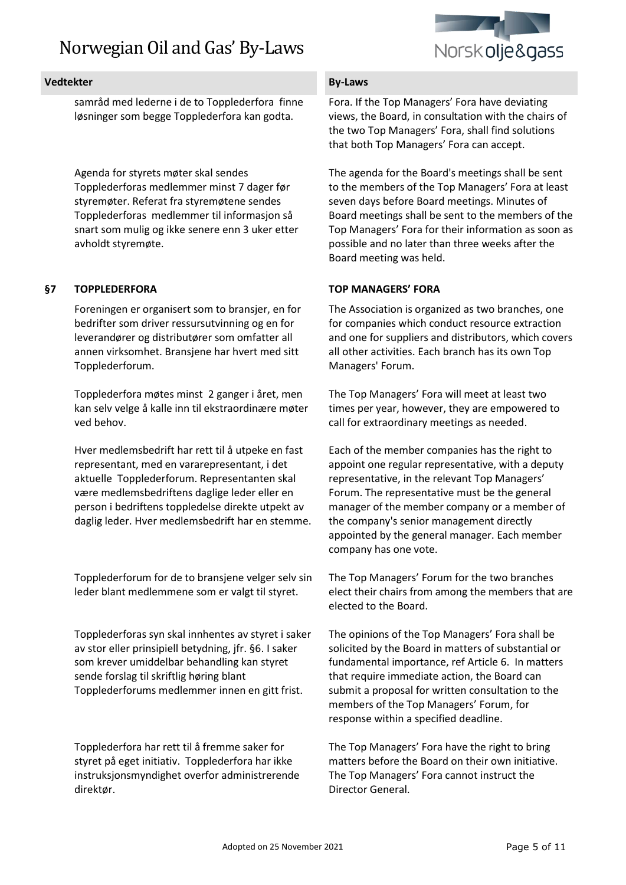| Vedtekter | By-Laws |
|---|---|
| samråd med lederne i de to Topplederfora finne løsninger som begge Topplederfora kan godta. | Fora. If the Top Managers' Fora have deviating views, the Board, in consultation with the chairs of the two Top Managers' Fora, shall find solutions that both Top Managers' Fora can accept. |
| Agenda for styrets møter skal sendes Topplederforas medlemmer minst 7 dager før styremøter. Referat fra styremøtene sendes Topplederforas medlemmer til informasjon så snart som mulig og ikke senere enn 3 uker etter avholdt styremøte. | The agenda for the Board's meetings shall be sent to the members of the Top Managers' Fora at least seven days before Board meetings. Minutes of Board meetings shall be sent to the members of the Top Managers' Fora for their information as soon as possible and no later than three weeks after the Board meeting was held. |
| **§7 TOPPLEDERFORA** | **TOP MANAGERS' FORA** |
| Foreningen er organisert som to bransjer, en for bedrifter som driver ressursutvinning og en for leverandører og distributører som omfatter all annen virksomhet. Bransjene har hvert med sitt Topplederforum. | The Association is organized as two branches, one for companies which conduct resource extraction and one for suppliers and distributors, which covers all other activities. Each branch has its own Top Managers' Forum. |
| Topplederfora møtes minst 2 ganger i året, men kan selv velge å kalle inn til ekstraordinære møter ved behov. | The Top Managers' Fora will meet at least two times per year, however, they are empowered to call for extraordinary meetings as needed. |
| Hver medlemsbedrift har rett til å utpeke en fast representant, med en vararepresentant, i det aktuelle Topplederforum. Representanten skal være medlemsbedriftens daglige leder eller en person i bedriftens toppledelse direkte utpekt av daglig leder. Hver medlemsbedrift har en stemme. | Each of the member companies has the right to appoint one regular representative, with a deputy representative, in the relevant Top Managers' Forum. The representative must be the general manager of the member company or a member of the company's senior management directly appointed by the general manager. Each member company has one vote. |
| Topplederforum for de to bransjene velger selv sin leder blant medlemmene som er valgt til styret. | The Top Managers' Forum for the two branches elect their chairs from among the members that are elected to the Board. |
| Topplederforas syn skal innhentes av styret i saker av stor eller prinsipiell betydning, jfr. §6. I saker som krever umiddelbar behandling kan styret sende forslag til skriftlig høring blant Topplederforums medlemmer innen en gitt frist. | The opinions of the Top Managers' Fora shall be solicited by the Board in matters of substantial or fundamental importance, ref Article 6. In matters that require immediate action, the Board can submit a proposal for written consultation to the members of the Top Managers' Forum, for response within a specified deadline. |
| Topplederfora har rett til å fremme saker for styret på eget initiativ. Topplederfora har ikke instruksjonsmyndighet overfor administrerende direktør. | The Top Managers' Fora have the right to bring matters before the Board on their own initiative. The Top Managers' Fora cannot instruct the Director General. |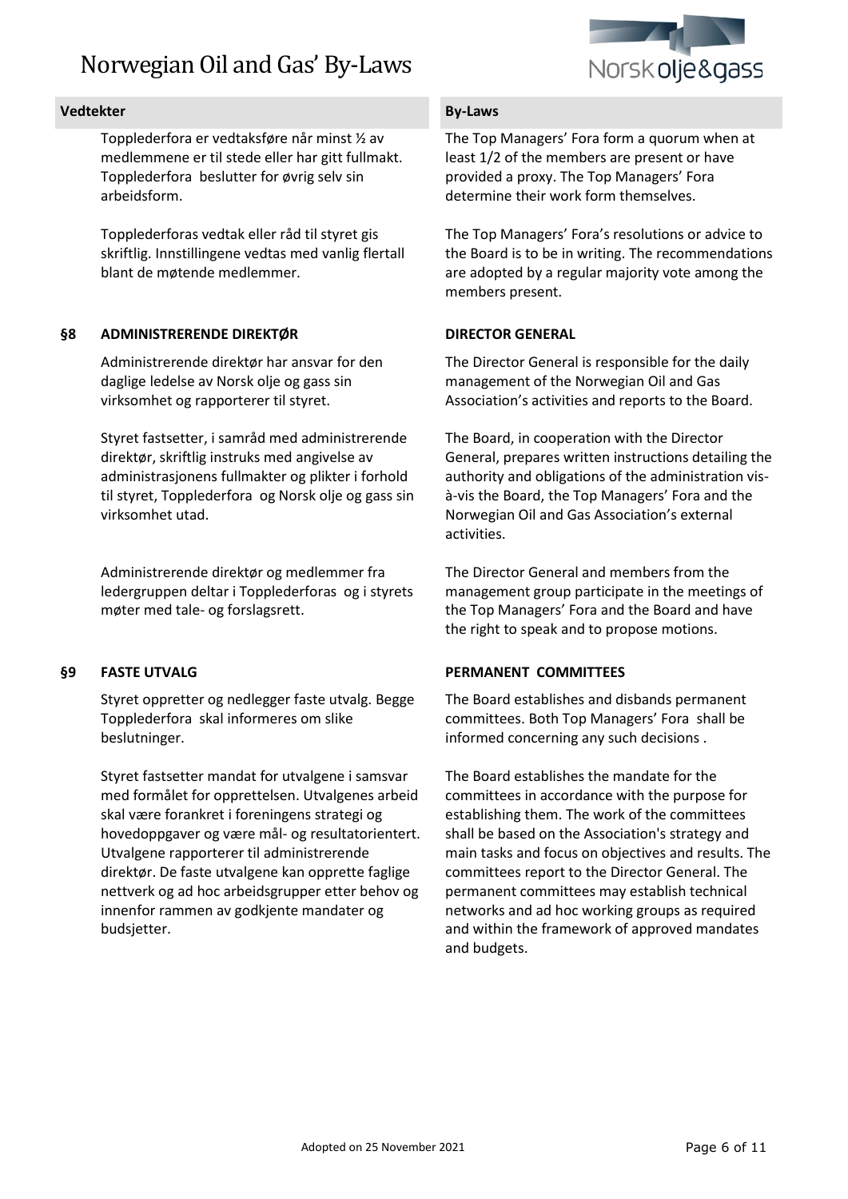| Vedtekter | By-Laws |
|---|---|
| Topplederfora er vedtaksføre når minst ½ av medlemmene er til stede eller har gitt fullmakt. Topplederfora beslutter for øvrig selv sin arbeidsform. | The Top Managers' Fora form a quorum when at least 1/2 of the members are present or have provided a proxy. The Top Managers' Fora determine their work form themselves. |
| Topplederforas vedtak eller råd til styret gis skriftlig. Innstillingene vedtas med vanlig flertall blant de møtende medlemmer. | The Top Managers' Fora's resolutions or advice to the Board is to be in writing. The recommendations are adopted by a regular majority vote among the members present. |
| **§8 ADMINISTRERENDE DIREKTØR** | **DIRECTOR GENERAL** |
| Administrerende direktør har ansvar for den daglige ledelse av Norsk olje og gass sin virksomhet og rapporterer til styret. | The Director General is responsible for the daily management of the Norwegian Oil and Gas Association's activities and reports to the Board. |
| Styret fastsetter, i samråd med administrerende direktør, skriftlig instruks med angivelse av administrasjonens fullmakter og plikter i forhold til styret, Topplederfora og Norsk olje og gass sin virksomhet utad. | The Board, in cooperation with the Director General, prepares written instructions detailing the authority and obligations of the administration vis-à-vis the Board, the Top Managers' Fora and the Norwegian Oil and Gas Association's external activities. |
| Administrerende direktør og medlemmer fra ledergruppen deltar i Topplederforas og i styrets møter med tale- og forslagsrett. | The Director General and members from the management group participate in the meetings of the Top Managers' Fora and the Board and have the right to speak and to propose motions. |
| **§9 FASTE UTVALG** | **PERMANENT COMMITTEES** |
| Styret oppretter og nedlegger faste utvalg. Begge Topplederfora skal informeres om slike beslutninger. | The Board establishes and disbands permanent committees. Both Top Managers' Fora shall be informed concerning any such decisions . |
| Styret fastsetter mandat for utvalgene i samsvar med formålet for opprettelsen. Utvalgenes arbeid skal være forankret i foreningens strategi og hovedoppgaver og være mål- og resultatorientert. Utvalgene rapporterer til administrerende direktør. De faste utvalgene kan opprette faglige nettverk og ad hoc arbeidsgrupper etter behov og innenfor rammen av godkjente mandater og budsjetter. | The Board establishes the mandate for the committees in accordance with the purpose for establishing them. The work of the committees shall be based on the Association's strategy and main tasks and focus on objectives and results. The committees report to the Director General. The permanent committees may establish technical networks and ad hoc working groups as required and within the framework of approved mandates and budgets. |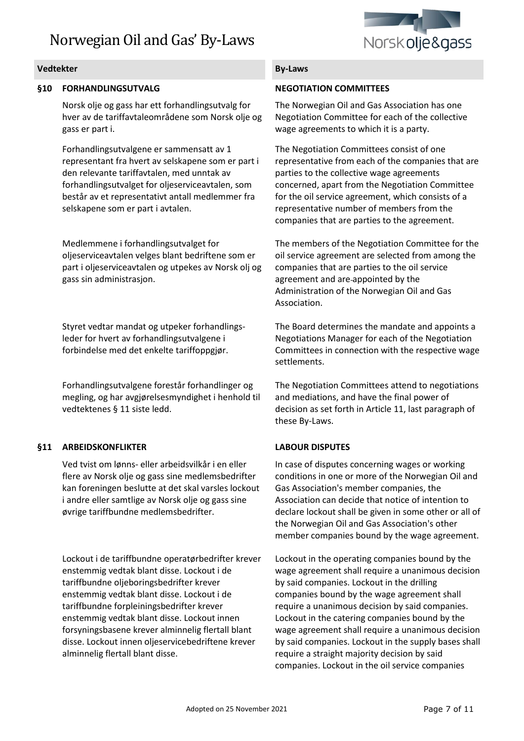| Vedtekter | By-Laws |
|---|---|
| **§10 FORHANDLINGSUTVALG** | **NEGOTIATION COMMITTEES** |
| Norsk olje og gass har ett forhandlingsutvalg for hver av de tariffavtaleområdene som Norsk olje og gass er part i. | The Norwegian Oil and Gas Association has one Negotiation Committee for each of the collective wage agreements to which it is a party. |
| Forhandlingsutvalgene er sammensatt av 1 representant fra hvert av selskapene som er part i den relevante tariffavtalen, med unntak av forhandlingsutvalget for oljeserviceavtalen, som består av et representativt antall medlemmer fra selskapene som er part i avtalen. | The Negotiation Committees consist of one representative from each of the companies that are parties to the collective wage agreements concerned, apart from the Negotiation Committee for the oil service agreement, which consists of a representative number of members from the companies that are parties to the agreement. |
| Medlemmene i forhandlingsutvalget for oljeserviceavtalen velges blant bedriftene som er part i oljeserviceavtalen og utpekes av Norsk olj og gass sin administrasjon. | The members of the Negotiation Committee for the oil service agreement are selected from among the companies that are parties to the oil service agreement and are appointed by the Administration of the Norwegian Oil and Gas Association. |
| Styret vedtar mandat og utpeker forhandlings-leder for hvert av forhandlingsutvalgene i forbindelse med det enkelte tariffoppgjør. | The Board determines the mandate and appoints a Negotiations Manager for each of the Negotiation Committees in connection with the respective wage settlements. |
| Forhandlingsutvalgene forestår forhandlinger og megling, og har avgjørelsesmyndighet i henhold til vedtektenes § 11 siste ledd. | The Negotiation Committees attend to negotiations and mediations, and have the final power of decision as set forth in Article 11, last paragraph of these By-Laws. |
| **§11 ARBEIDSKONFLIKTER** | **LABOUR DISPUTES** |
| Ved tvist om lønns- eller arbeidsvilkår i en eller flere av Norsk olje og gass sine medlemsbedrifter kan foreningen beslutte at det skal varsles lockout i andre eller samtlige av Norsk olje og gass sine øvrige tariffbundne medlemsbedrifter. | In case of disputes concerning wages or working conditions in one or more of the Norwegian Oil and Gas Association's member companies, the Association can decide that notice of intention to declare lockout shall be given in some other or all of the Norwegian Oil and Gas Association's other member companies bound by the wage agreement. |
| Lockout i de tariffbundne operatørbedrifter krever enstemmig vedtak blant disse. Lockout i de tariffbundne oljeboringsbedrifter krever enstemmig vedtak blant disse. Lockout i de tariffbundne forpleiningsbedrifter krever enstemmig vedtak blant disse. Lockout innen forsyningsbasene krever alminnelig flertall blant disse. Lockout innen oljeservicebedriftene krever alminnelig flertall blant disse. | Lockout in the operating companies bound by the wage agreement shall require a unanimous decision by said companies. Lockout in the drilling companies bound by the wage agreement shall require a unanimous decision by said companies. Lockout in the catering companies bound by the wage agreement shall require a unanimous decision by said companies. Lockout in the supply bases shall require a straight majority decision by said companies. Lockout in the oil service companies |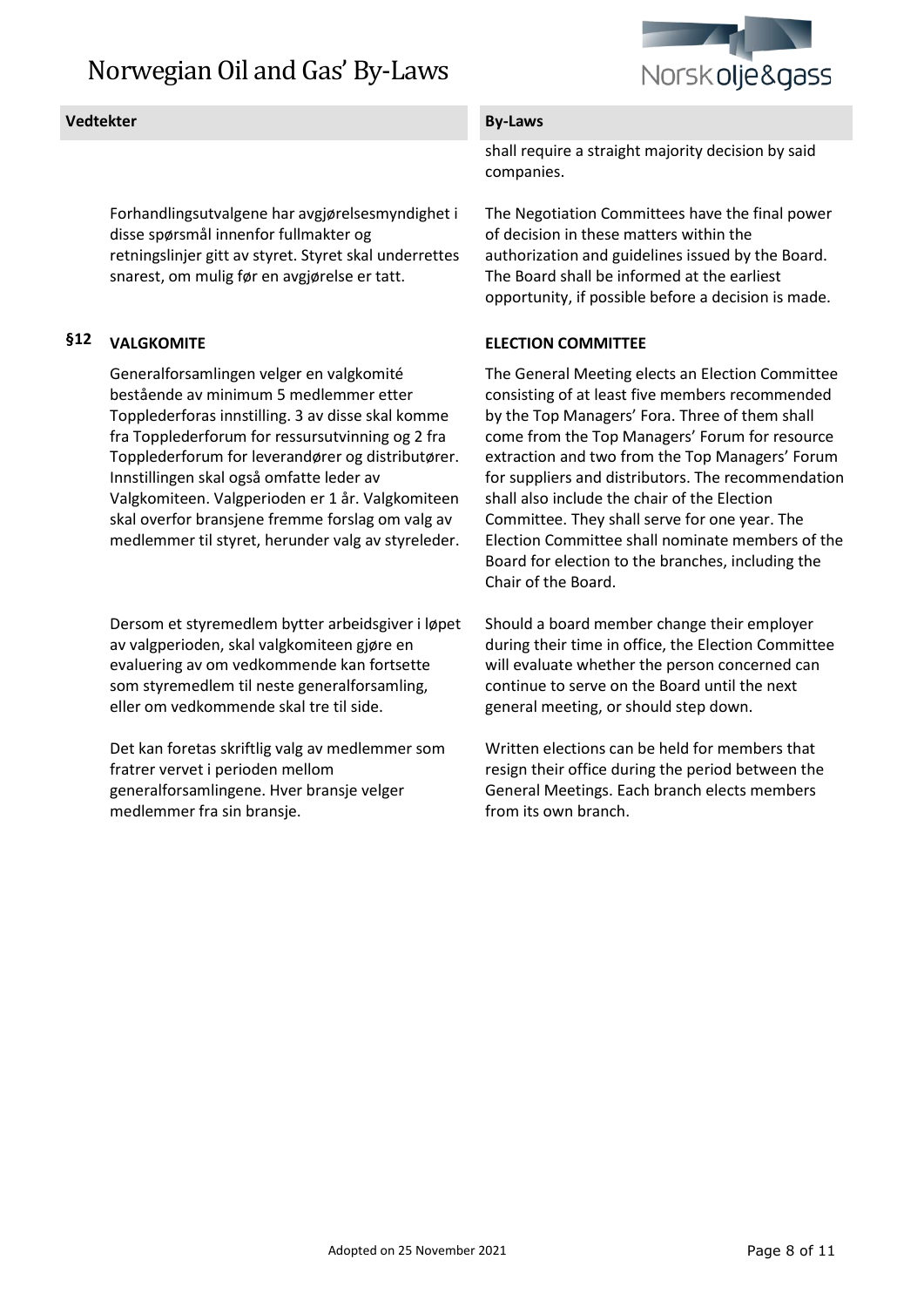| Vedtekter | By-Laws |
| --- | --- |
| | shall require a straight majority decision by said companies. |
| Forhandlingsutvalgene har avgjørelsesmyndighet i disse spørsmål innenfor fullmakter og retningslinjer gitt av styret. Styret skal underrettes snarest, om mulig før en avgjørelse er tatt. | The Negotiation Committees have the final power of decision in these matters within the authorization and guidelines issued by the Board. The Board shall be informed at the earliest opportunity, if possible before a decision is made. |
| **§12 VALGKOMITE** | **ELECTION COMMITTEE** |
| Generalforsamlingen velger en valgkomité bestående av minimum 5 medlemmer etter Topplederforas innstilling. 3 av disse skal komme fra Topplederforum for ressursutvinning og 2 fra Topplederforum for leverandører og distributører. Innstillingen skal også omfatte leder av Valgkomiteen. Valgperioden er 1 år. Valgkomiteen skal overfor bransjene fremme forslag om valg av medlemmer til styret, herunder valg av styreleder. | The General Meeting elects an Election Committee consisting of at least five members recommended by the Top Managers' Fora. Three of them shall come from the Top Managers' Forum for resource extraction and two from the Top Managers' Forum for suppliers and distributors. The recommendation shall also include the chair of the Election Committee. They shall serve for one year. The Election Committee shall nominate members of the Board for election to the branches, including the Chair of the Board. |
| Dersom et styremedlem bytter arbeidsgiver i løpet av valgperioden, skal valgkomiteen gjøre en evaluering av om vedkommende kan fortsette som styremedlem til neste generalforsamling, eller om vedkommende skal tre til side. | Should a board member change their employer during their time in office, the Election Committee will evaluate whether the person concerned can continue to serve on the Board until the next general meeting, or should step down. |
| Det kan foretas skriftlig valg av medlemmer som fratrer vervet i perioden mellom generalforsamlingene. Hver bransje velger medlemmer fra sin bransje. | Written elections can be held for members that resign their office during the period between the General Meetings. Each branch elects members from its own branch. |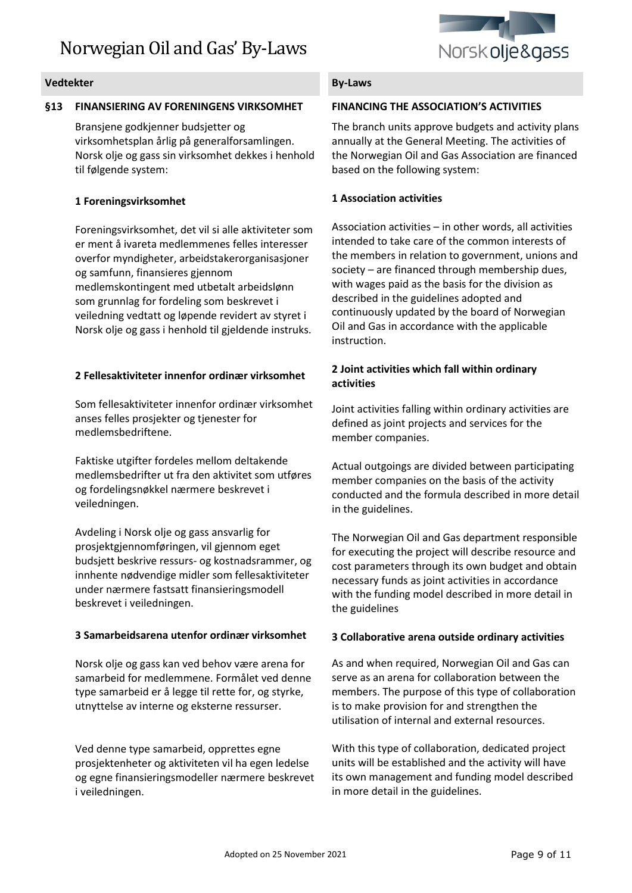| Vedtekter | By-Laws |
| --- | --- |
| **§13 FINANSIERING AV FORENINGENS VIRKSOMHET** | **FINANCING THE ASSOCIATION'S ACTIVITIES** |
| Bransjene godkjenner budsjetter og virksomhetsplan årlig på generalforsamlingen. Norsk olje og gass sin virksomhet dekkes i henhold til følgende system: | The branch units approve budgets and activity plans annually at the General Meeting. The activities of the Norwegian Oil and Gas Association are financed based on the following system: |
| **1 Foreningsvirksomhet** | **1 Association activities** |
| Foreningsvirksomhet, det vil si alle aktiviteter som er ment å ivareta medlemmenes felles interesser overfor myndigheter, arbeidstakerorganisasjoner og samfunn, finansieres gjennom medlemskontingent med utbetalt arbeidslønn som grunnlag for fordeling som beskrevet i veiledning vedtatt og løpende revidert av styret i Norsk olje og gass i henhold til gjeldende instruks. | Association activities – in other words, all activities intended to take care of the common interests of the members in relation to government, unions and society – are financed through membership dues, with wages paid as the basis for the division as described in the guidelines adopted and continuously updated by the board of Norwegian Oil and Gas in accordance with the applicable instruction. |
| **2 Fellesaktiviteter innenfor ordinær virksomhet** | **2 Joint activities which fall within ordinary activities** |
| Som fellesaktiviteter innenfor ordinær virksomhet anses felles prosjekter og tjenester for medlemsbedriftene. | Joint activities falling within ordinary activities are defined as joint projects and services for the member companies. |
| Faktiske utgifter fordeles mellom deltakende medlemsbedrifter ut fra den aktivitet som utføres og fordelingsnøkkel nærmere beskrevet i veiledningen. | Actual outgoings are divided between participating member companies on the basis of the activity conducted and the formula described in more detail in the guidelines. |
| Avdeling i Norsk olje og gass ansvarlig for prosjektgjennomføringen, vil gjennom eget budsjett beskrive ressurs- og kostnadsrammer, og innhente nødvendige midler som fellesaktiviteter under nærmere fastsatt finansieringsmodell beskrevet i veiledningen. | The Norwegian Oil and Gas department responsible for executing the project will describe resource and cost parameters through its own budget and obtain necessary funds as joint activities in accordance with the funding model described in more detail in the guidelines |
| **3 Samarbeidsarena utenfor ordinær virksomhet** | **3 Collaborative arena outside ordinary activities** |
| Norsk olje og gass kan ved behov være arena for samarbeid for medlemmene. Formålet ved denne type samarbeid er å legge til rette for, og styrke, utnyttelse av interne og eksterne ressurser. | As and when required, Norwegian Oil and Gas can serve as an arena for collaboration between the members. The purpose of this type of collaboration is to make provision for and strengthen the utilisation of internal and external resources. |
| Ved denne type samarbeid, opprettes egne prosjektenheter og aktiviteten vil ha egen ledelse og egne finansieringsmodeller nærmere beskrevet i veiledningen. | With this type of collaboration, dedicated project units will be established and the activity will have its own management and funding model described in more detail in the guidelines. |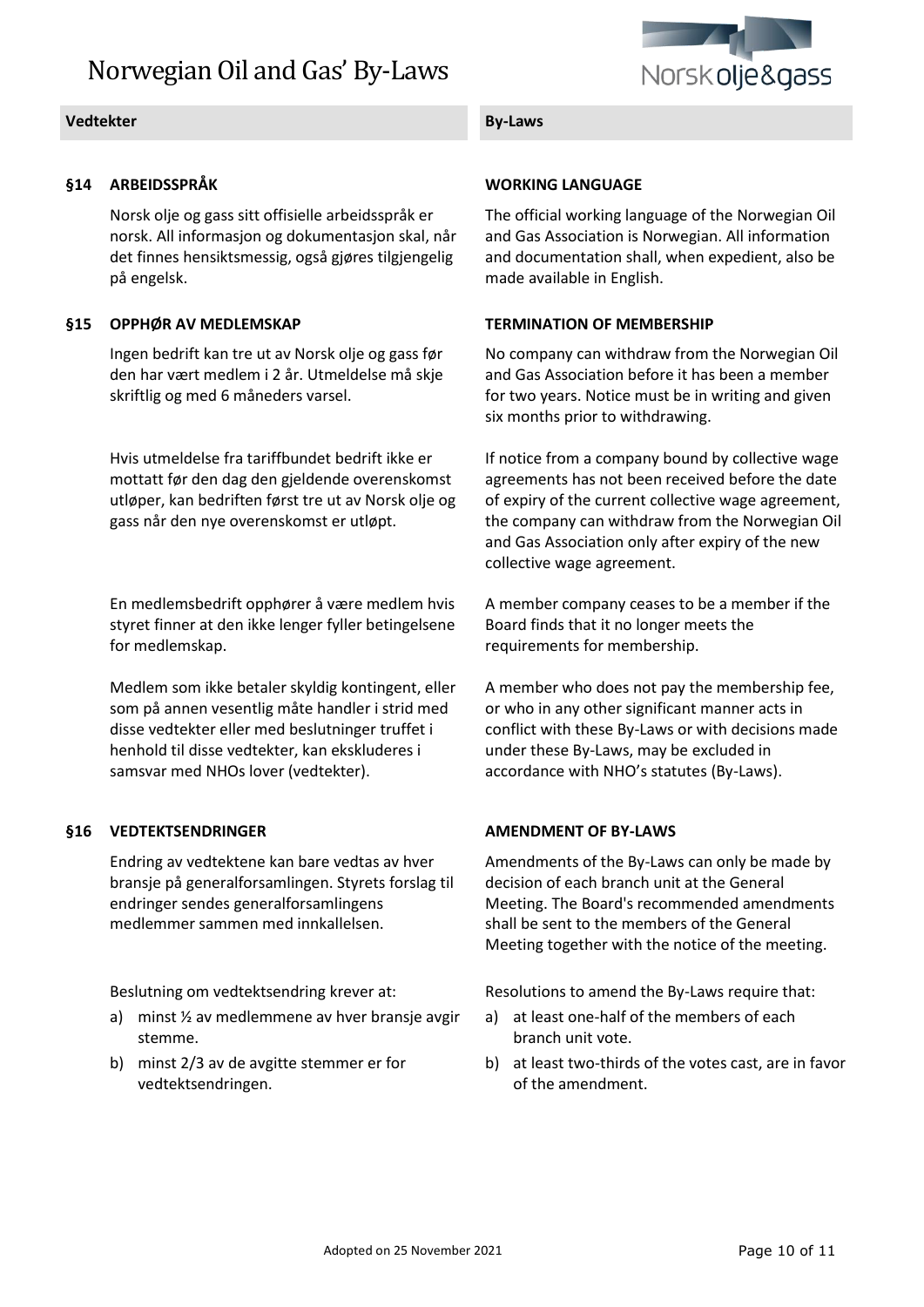| Vedtekter | By-Laws |
| --- | --- |

## §14 ARBEIDSSPRÅK

Norsk olje og gass sitt offisielle arbeidsspråk er norsk. All informasjon og dokumentasjon skal, når det finnes hensiktsmessig, også gjøres tilgjengelig på engelsk.

## WORKING LANGUAGE

The official working language of the Norwegian Oil and Gas Association is Norwegian. All information and documentation shall, when expedient, also be made available in English.

## §15 OPPHØR AV MEDLEMSKAP

Ingen bedrift kan tre ut av Norsk olje og gass før den har vært medlem i 2 år. Utmeldelse må skje skriftlig og med 6 måneders varsel.

Hvis utmeldelse fra tariffbundet bedrift ikke er mottatt før den dag den gjeldende overenskomst utløper, kan bedriften først tre ut av Norsk olje og gass når den nye overenskomst er utløpt.

En medlemsbedrift opphører å være medlem hvis styret finner at den ikke lenger fyller betingelsene for medlemskap.

Medlem som ikke betaler skyldig kontingent, eller som på annen vesentlig måte handler i strid med disse vedtekter eller med beslutninger truffet i henhold til disse vedtekter, kan ekskluderes i samsvar med NHOs lover (vedtekter).

## TERMINATION OF MEMBERSHIP

No company can withdraw from the Norwegian Oil and Gas Association before it has been a member for two years. Notice must be in writing and given six months prior to withdrawing.

If notice from a company bound by collective wage agreements has not been received before the date of expiry of the current collective wage agreement, the company can withdraw from the Norwegian Oil and Gas Association only after expiry of the new collective wage agreement.

A member company ceases to be a member if the Board finds that it no longer meets the requirements for membership.

A member who does not pay the membership fee, or who in any other significant manner acts in conflict with these By-Laws or with decisions made under these By-Laws, may be excluded in accordance with NHO's statutes (By-Laws).

## §16 VEDTEKTSENDRINGER

Endring av vedtektene kan bare vedtas av hver bransje på generalforsamlingen. Styrets forslag til endringer sendes generalforsamlingens medlemmer sammen med innkallelsen.

Beslutning om vedtektsendring krever at:

a) minst ½ av medlemmene av hver bransje avgir stemme.
b) minst 2/3 av de avgitte stemmer er for vedtektsendringen.

## AMENDMENT OF BY-LAWS

Amendments of the By-Laws can only be made by decision of each branch unit at the General Meeting. The Board's recommended amendments shall be sent to the members of the General Meeting together with the notice of the meeting.

Resolutions to amend the By-Laws require that:

a) at least one-half of the members of each branch unit vote.
b) at least two-thirds of the votes cast, are in favor of the amendment.

Adopted on 25 November 2021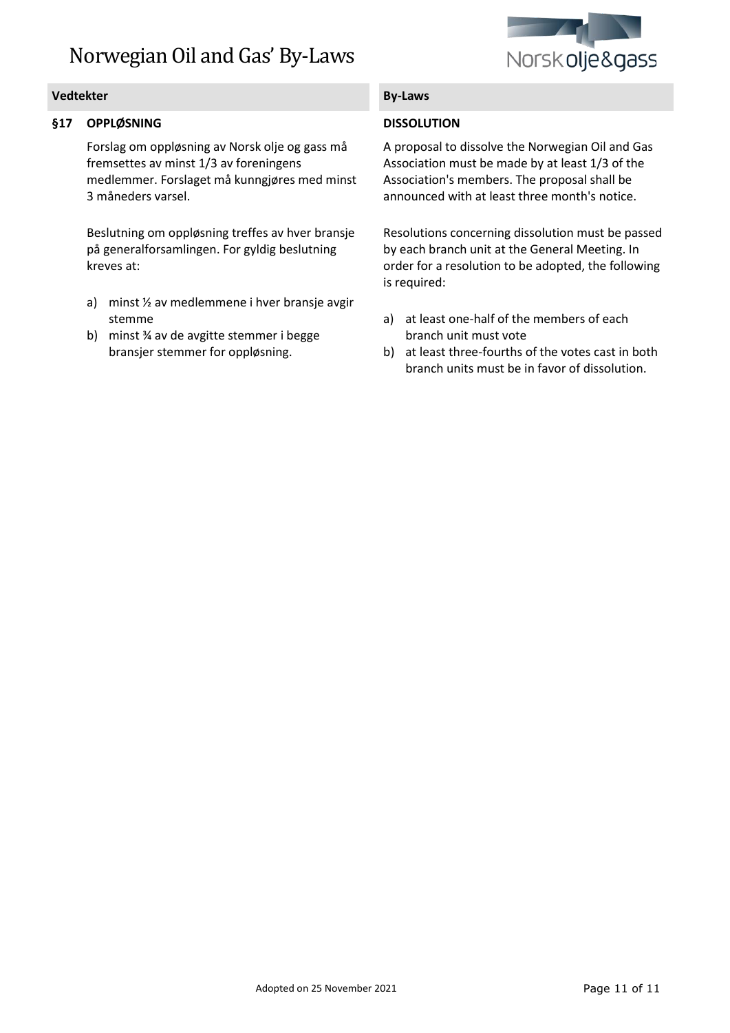| Vedtekter | By-Laws |
|---|---|
| **§17 OPPLØSNING** | **DISSOLUTION** |
| Forslag om oppløsning av Norsk olje og gass må fremsettes av minst 1/3 av foreningens medlemmer. Forslaget må kunngjøres med minst 3 måneders varsel. | A proposal to dissolve the Norwegian Oil and Gas Association must be made by at least 1/3 of the Association's members. The proposal shall be announced with at least three month's notice. |
| Beslutning om oppløsning treffes av hver bransje på generalforsamlingen. For gyldig beslutning kreves at: | Resolutions concerning dissolution must be passed by each branch unit at the General Meeting. In order for a resolution to be adopted, the following is required: |
| a) minst ½ av medlemmene i hver bransje avgir stemme<br>b) minst ¾ av de avgitte stemmer i begge bransjer stemmer for oppløsning. | a) at least one-half of the members of each branch unit must vote<br>b) at least three-fourths of the votes cast in both branch units must be in favor of dissolution. |

Adopted on 25 November 2021